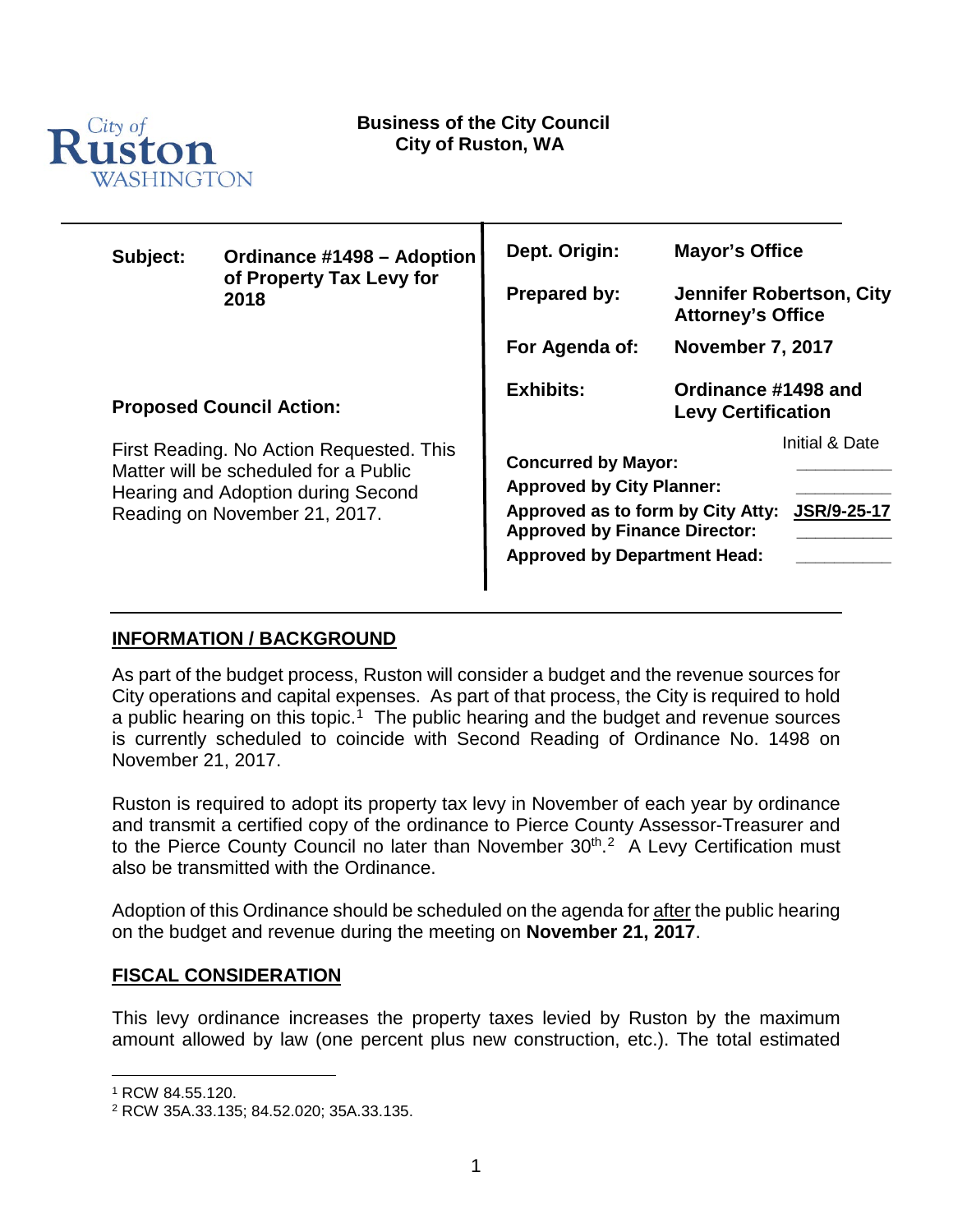City of Ruston WASHINGTON

**Business of the City Council**
**City of Ruston, WA**

| **Subject:** | **Ordinance #1498 – Adoption of Property Tax Levy for 2018** | **Dept. Origin:** | **Mayor's Office** |
|---|---|---|---|
| | | **Prepared by:** | **Jennifer Robertson, City Attorney's Office** |
| | | **For Agenda of:** | **November 7, 2017** |
| | | **Exhibits:** | **Ordinance #1498 and Levy Certification** |

**Proposed Council Action:**

First Reading. No Action Requested. This Matter will be scheduled for a Public Hearing and Adoption during Second Reading on November 21, 2017.

| | Initial & Date |
|---|---|
| **Concurred by Mayor:** | __________ |
| **Approved by City Planner:** | __________ |
| **Approved as to form by City Atty:** | **JSR/9-25-17** |
| **Approved by Finance Director:** | __________ |
| **Approved by Department Head:** | __________ |

## INFORMATION / BACKGROUND

As part of the budget process, Ruston will consider a budget and the revenue sources for City operations and capital expenses. As part of that process, the City is required to hold a public hearing on this topic.[1] The public hearing and the budget and revenue sources is currently scheduled to coincide with Second Reading of Ordinance No. 1498 on November 21, 2017.

Ruston is required to adopt its property tax levy in November of each year by ordinance and transmit a certified copy of the ordinance to Pierce County Assessor-Treasurer and to the Pierce County Council no later than November 30th.[2] A Levy Certification must also be transmitted with the Ordinance.

Adoption of this Ordinance should be scheduled on the agenda for after the public hearing on the budget and revenue during the meeting on **November 21, 2017**.

## FISCAL CONSIDERATION

This levy ordinance increases the property taxes levied by Ruston by the maximum amount allowed by law (one percent plus new construction, etc.). The total estimated

---

[1] RCW 84.55.120.

[2] RCW 35A.33.135; 84.52.020; 35A.33.135.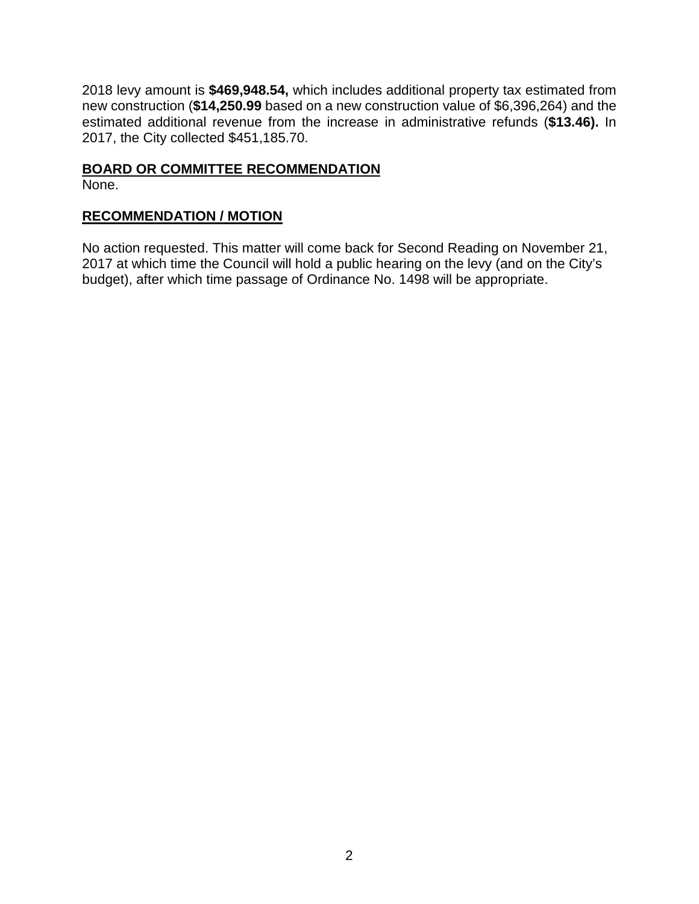2018 levy amount is **$469,948.54,** which includes additional property tax estimated from new construction (**$14,250.99** based on a new construction value of $6,396,264) and the estimated additional revenue from the increase in administrative refunds (**$13.46).** In 2017, the City collected $451,185.70.

## BOARD OR COMMITTEE RECOMMENDATION

None.

## RECOMMENDATION / MOTION

No action requested. This matter will come back for Second Reading on November 21, 2017 at which time the Council will hold a public hearing on the levy (and on the City's budget), after which time passage of Ordinance No. 1498 will be appropriate.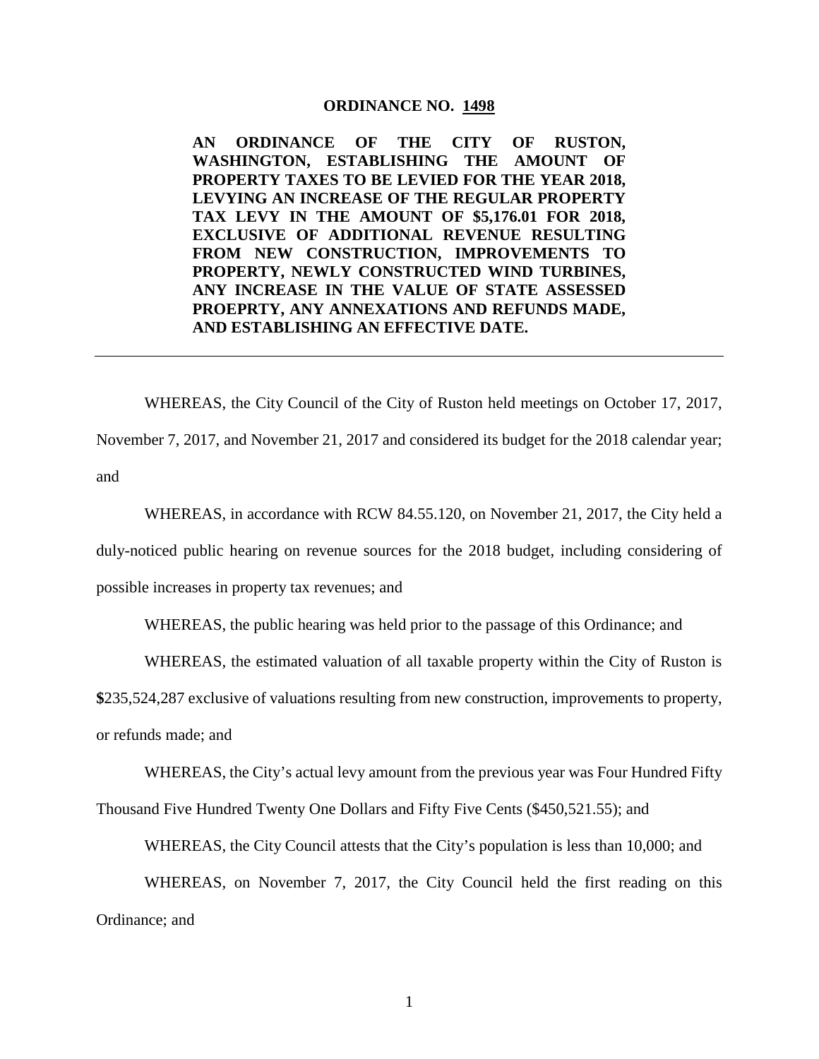**ORDINANCE NO. 1498**

**AN ORDINANCE OF THE CITY OF RUSTON, WASHINGTON, ESTABLISHING THE AMOUNT OF PROPERTY TAXES TO BE LEVIED FOR THE YEAR 2018, LEVYING AN INCREASE OF THE REGULAR PROPERTY TAX LEVY IN THE AMOUNT OF $5,176.01 FOR 2018, EXCLUSIVE OF ADDITIONAL REVENUE RESULTING FROM NEW CONSTRUCTION, IMPROVEMENTS TO PROPERTY, NEWLY CONSTRUCTED WIND TURBINES, ANY INCREASE IN THE VALUE OF STATE ASSESSED PROEPRTY, ANY ANNEXATIONS AND REFUNDS MADE, AND ESTABLISHING AN EFFECTIVE DATE.**

---

WHEREAS, the City Council of the City of Ruston held meetings on October 17, 2017, November 7, 2017, and November 21, 2017 and considered its budget for the 2018 calendar year; and

WHEREAS, in accordance with RCW 84.55.120, on November 21, 2017, the City held a duly-noticed public hearing on revenue sources for the 2018 budget, including considering of possible increases in property tax revenues; and

WHEREAS, the public hearing was held prior to the passage of this Ordinance; and

WHEREAS, the estimated valuation of all taxable property within the City of Ruston is **$**235,524,287 exclusive of valuations resulting from new construction, improvements to property, or refunds made; and

WHEREAS, the City's actual levy amount from the previous year was Four Hundred Fifty Thousand Five Hundred Twenty One Dollars and Fifty Five Cents ($450,521.55); and

WHEREAS, the City Council attests that the City's population is less than 10,000; and

WHEREAS, on November 7, 2017, the City Council held the first reading on this Ordinance; and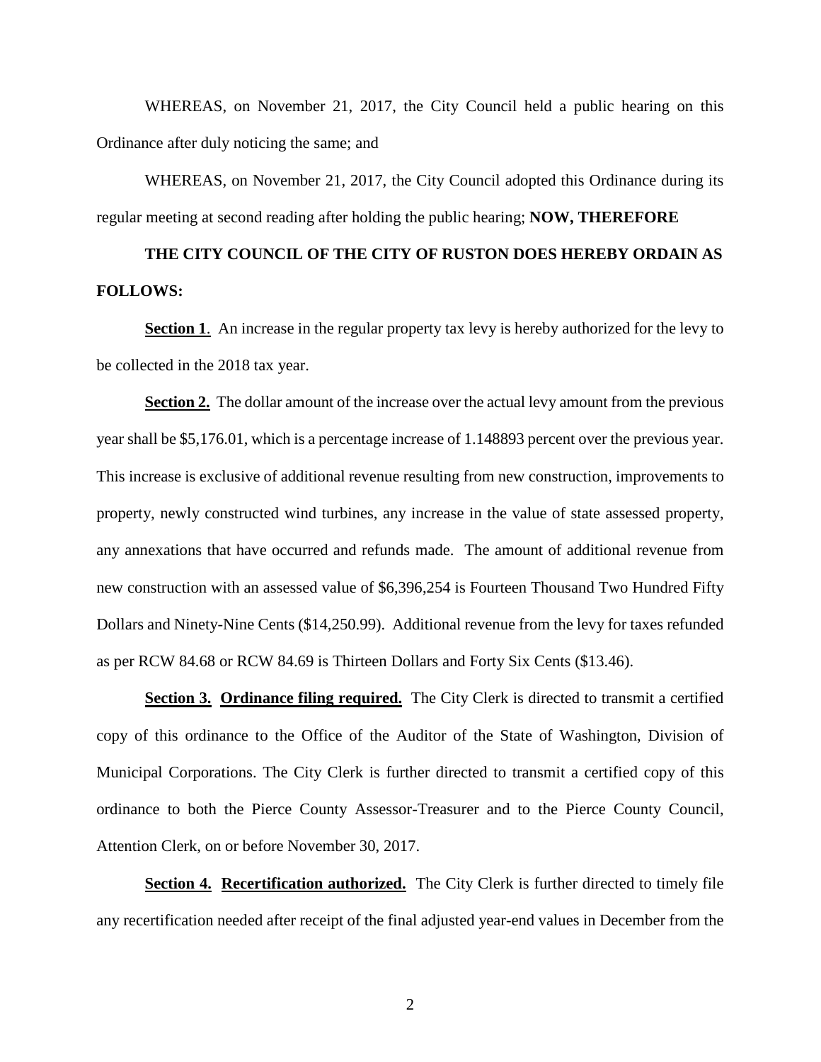WHEREAS, on November 21, 2017, the City Council held a public hearing on this Ordinance after duly noticing the same; and

WHEREAS, on November 21, 2017, the City Council adopted this Ordinance during its regular meeting at second reading after holding the public hearing; **NOW, THEREFORE**

**THE CITY COUNCIL OF THE CITY OF RUSTON DOES HEREBY ORDAIN AS FOLLOWS:**

**Section 1**. An increase in the regular property tax levy is hereby authorized for the levy to be collected in the 2018 tax year.

**Section 2.** The dollar amount of the increase over the actual levy amount from the previous year shall be $5,176.01, which is a percentage increase of 1.148893 percent over the previous year. This increase is exclusive of additional revenue resulting from new construction, improvements to property, newly constructed wind turbines, any increase in the value of state assessed property, any annexations that have occurred and refunds made. The amount of additional revenue from new construction with an assessed value of $6,396,254 is Fourteen Thousand Two Hundred Fifty Dollars and Ninety-Nine Cents ($14,250.99). Additional revenue from the levy for taxes refunded as per RCW 84.68 or RCW 84.69 is Thirteen Dollars and Forty Six Cents ($13.46).

**Section 3. Ordinance filing required.** The City Clerk is directed to transmit a certified copy of this ordinance to the Office of the Auditor of the State of Washington, Division of Municipal Corporations. The City Clerk is further directed to transmit a certified copy of this ordinance to both the Pierce County Assessor-Treasurer and to the Pierce County Council, Attention Clerk, on or before November 30, 2017.

**Section 4. Recertification authorized.** The City Clerk is further directed to timely file any recertification needed after receipt of the final adjusted year-end values in December from the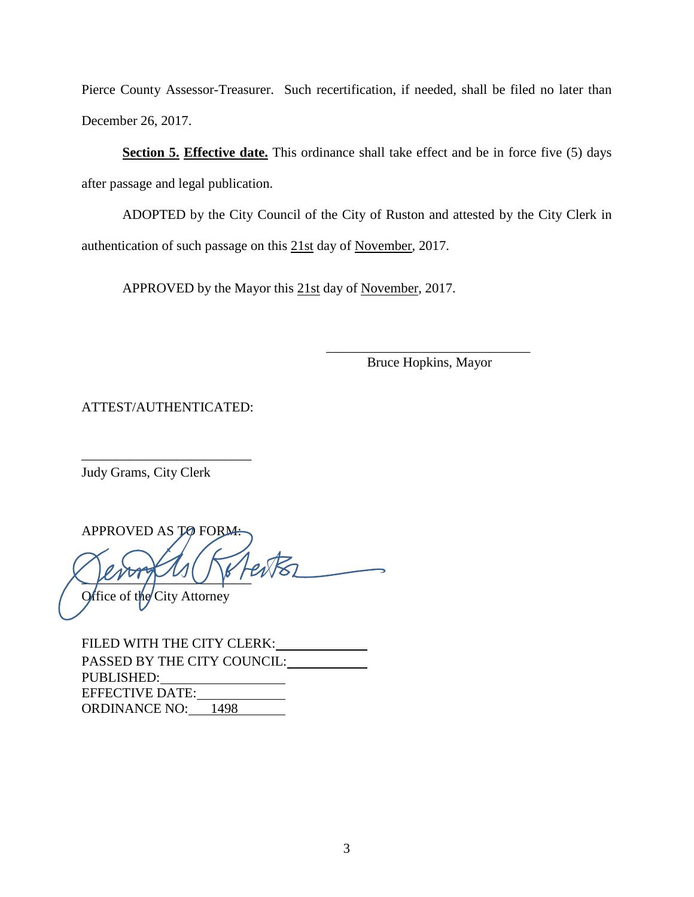Pierce County Assessor-Treasurer. Such recertification, if needed, shall be filed no later than December 26, 2017.

**Section 5. Effective date.** This ordinance shall take effect and be in force five (5) days after passage and legal publication.

ADOPTED by the City Council of the City of Ruston and attested by the City Clerk in authentication of such passage on this 21st day of November, 2017.

APPROVED by the Mayor this 21st day of November, 2017.

\_\_\_\_\_\_\_\_\_\_\_\_\_\_\_\_\_\_\_\_\_\_\_\_\_\_\_\_\_\_
Bruce Hopkins, Mayor

ATTEST/AUTHENTICATED:

\_\_\_\_\_\_\_\_\_\_\_\_\_\_\_\_\_\_\_\_\_\_\_\_\_
Judy Grams, City Clerk

APPROVED AS TO FORM:

\_\_\_\_\_\_\_\_\_\_\_\_\_\_\_\_\_\_\_\_\_\_\_\_\_
Office of the City Attorney

FILED WITH THE CITY CLERK: \_\_\_\_\_\_\_\_\_\_\_\_
PASSED BY THE CITY COUNCIL: \_\_\_\_\_\_\_\_\_\_\_\_
PUBLISHED: \_\_\_\_\_\_\_\_\_\_\_\_
EFFECTIVE DATE: \_\_\_\_\_\_\_\_\_\_\_\_
ORDINANCE NO: 1498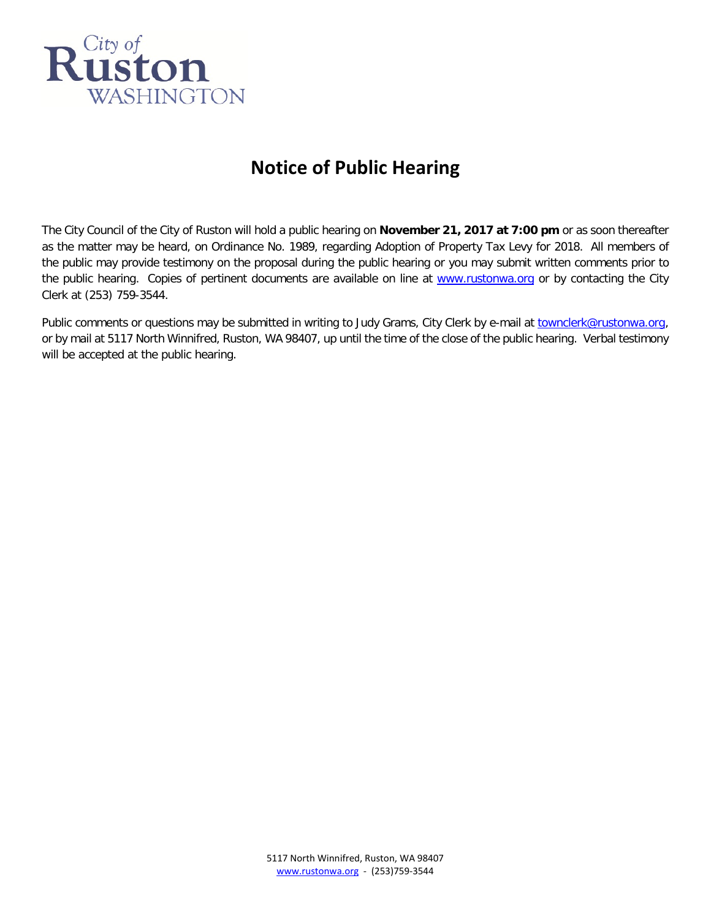City of
**Ruston**
WASHINGTON

# Notice of Public Hearing

The City Council of the City of Ruston will hold a public hearing on **November 21, 2017 at 7:00 pm** or as soon thereafter as the matter may be heard, on Ordinance No. 1989, regarding Adoption of Property Tax Levy for 2018. All members of the public may provide testimony on the proposal during the public hearing or you may submit written comments prior to the public hearing. Copies of pertinent documents are available on line at www.rustonwa.org or by contacting the City Clerk at (253) 759-3544.

Public comments or questions may be submitted in writing to Judy Grams, City Clerk by e-mail at townclerk@rustonwa.org, or by mail at 5117 North Winnifred, Ruston, WA 98407, up until the time of the close of the public hearing. Verbal testimony will be accepted at the public hearing.

5117 North Winnifred, Ruston, WA 98407
www.rustonwa.org - (253)759-3544